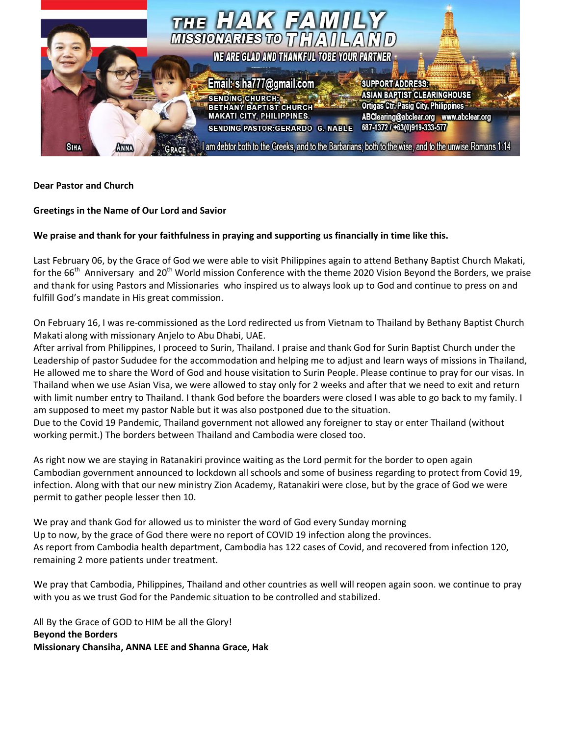# THE HAK FAMILY
## MISSIONARIES TO THAILAND

**WE ARE GLAD AND THANKFUL TOBE YOUR PARTNER**

Email: siha777@gmail.com

SENDING CHURCH:
BETHANY BAPTIST CHURCH
MAKATI CITY, PHILIPPINES.
SENDING PASTOR:GERARDO G. NABLE

SUPPORT ADDRESS:
ASIAN BAPTIST CLEARINGHOUSE
Ortigas Ctr. Pasig City, Philippines
ABClearing@abclear.org www.abclear.org
687-1372 / +63(0)919-333-577

SIHA ANNA GRACE

I am debtor both to the Greeks, and to the Barbarians; both to the wise, and to the unwise. Romans 1:14

**Dear Pastor and Church**

**Greetings in the Name of Our Lord and Savior**

**We praise and thank for your faithfulness in praying and supporting us financially in time like this.**

Last February 06, by the Grace of God we were able to visit Philippines again to attend Bethany Baptist Church Makati, for the 66th Anniversary and 20th World mission Conference with the theme 2020 Vision Beyond the Borders, we praise and thank for using Pastors and Missionaries who inspired us to always look up to God and continue to press on and fulfill God's mandate in His great commission.

On February 16, I was re-commissioned as the Lord redirected us from Vietnam to Thailand by Bethany Baptist Church Makati along with missionary Anjelo to Abu Dhabi, UAE.
After arrival from Philippines, I proceed to Surin, Thailand. I praise and thank God for Surin Baptist Church under the Leadership of pastor Sududee for the accommodation and helping me to adjust and learn ways of missions in Thailand, He allowed me to share the Word of God and house visitation to Surin People. Please continue to pray for our visas. In Thailand when we use Asian Visa, we were allowed to stay only for 2 weeks and after that we need to exit and return with limit number entry to Thailand. I thank God before the boarders were closed I was able to go back to my family. I am supposed to meet my pastor Nable but it was also postponed due to the situation.
Due to the Covid 19 Pandemic, Thailand government not allowed any foreigner to stay or enter Thailand (without working permit.) The borders between Thailand and Cambodia were closed too.

As right now we are staying in Ratanakiri province waiting as the Lord permit for the border to open again Cambodian government announced to lockdown all schools and some of business regarding to protect from Covid 19, infection. Along with that our new ministry Zion Academy, Ratanakiri were close, but by the grace of God we were permit to gather people lesser then 10.

We pray and thank God for allowed us to minister the word of God every Sunday morning
Up to now, by the grace of God there were no report of COVID 19 infection along the provinces.
As report from Cambodia health department, Cambodia has 122 cases of Covid, and recovered from infection 120, remaining 2 more patients under treatment.

We pray that Cambodia, Philippines, Thailand and other countries as well will reopen again soon. we continue to pray with you as we trust God for the Pandemic situation to be controlled and stabilized.

All By the Grace of GOD to HIM be all the Glory!
**Beyond the Borders**
**Missionary Chansiha, ANNA LEE and Shanna Grace, Hak**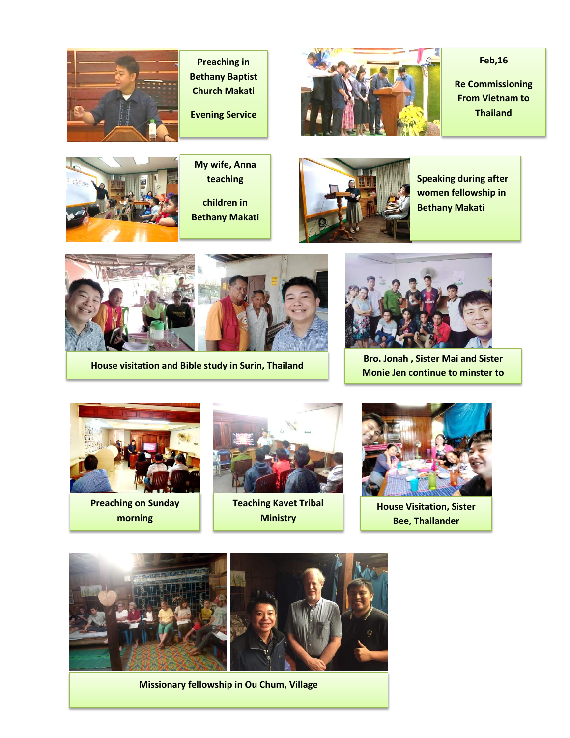Preaching in Bethany Baptist Church Makati

Evening Service

Feb,16

Re Commissioning From Vietnam to Thailand

My wife, Anna teaching

children in Bethany Makati

Speaking during after women fellowship in Bethany Makati

House visitation and Bible study in Surin, Thailand

Bro. Jonah , Sister Mai and Sister Monie Jen continue to minster to

Preaching on Sunday morning

Teaching Kavet Tribal Ministry

House Visitation, Sister Bee, Thailander

Missionary fellowship in Ou Chum, Village